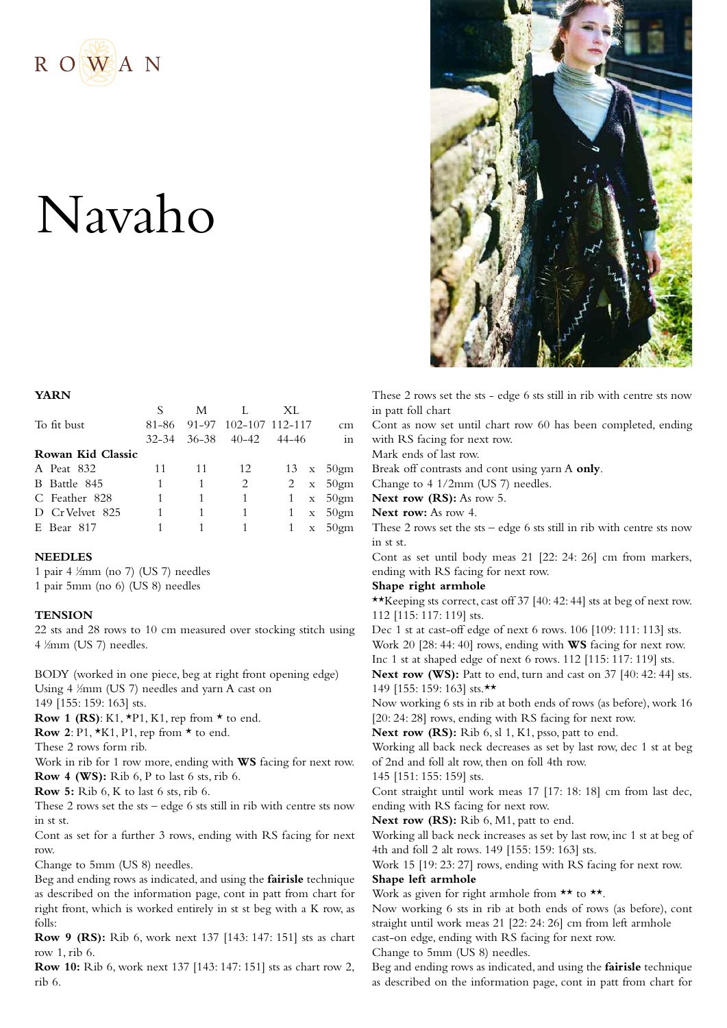ROWAN

# Navaho

## YARN

| | S | M | L | XL | | |
|---|---|---|---|---|---|---|
| To fit bust | 81-86 | 91-97 | 102-107 | 112-117 | | cm |
| | 32-34 | 36-38 | 40-42 | 44-46 | | in |
| **Rowan Kid Classic** | | | | | | |
| A Peat 832 | 11 | 11 | 12 | 13 | x | 50gm |
| B Battle 845 | 1 | 1 | 2 | 2 | x | 50gm |
| C Feather 828 | 1 | 1 | 1 | 1 | x | 50gm |
| D CrVelvet 825 | 1 | 1 | 1 | 1 | x | 50gm |
| E Bear 817 | 1 | 1 | 1 | 1 | x | 50gm |

## NEEDLES

1 pair 4 ½mm (no 7) (US 7) needles
1 pair 5mm (no 6) (US 8) needles

## TENSION

22 sts and 28 rows to 10 cm measured over stocking stitch using 4 ½mm (US 7) needles.

BODY (worked in one piece, beg at right front opening edge)
Using 4 ½mm (US 7) needles and yarn A cast on 149 [155: 159: 163] sts.
**Row 1 (RS)**: K1, *P1, K1, rep from * to end.
**Row 2**: P1, *K1, P1, rep from * to end.
These 2 rows form rib.
Work in rib for 1 row more, ending with **WS** facing for next row.
**Row 4 (WS):** Rib 6, P to last 6 sts, rib 6.
**Row 5:** Rib 6, K to last 6 sts, rib 6.
These 2 rows set the sts – edge 6 sts still in rib with centre sts now in st st.
Cont as set for a further 3 rows, ending with RS facing for next row.
Change to 5mm (US 8) needles.
Beg and ending rows as indicated, and using the **fairisle** technique as described on the information page, cont in patt from chart for right front, which is worked entirely in st st beg with a K row, as folls:
**Row 9 (RS):** Rib 6, work next 137 [143: 147: 151] sts as chart row 1, rib 6.
**Row 10:** Rib 6, work next 137 [143: 147: 151] sts as chart row 2, rib 6.
These 2 rows set the sts - edge 6 sts still in rib with centre sts now in patt foll chart
Cont as now set until chart row 60 has been completed, ending with RS facing for next row.
Mark ends of last row.
Break off contrasts and cont using yarn A **only**.
Change to 4 1/2mm (US 7) needles.
**Next row (RS):** As row 5.
**Next row:** As row 4.
These 2 rows set the sts – edge 6 sts still in rib with centre sts now in st st.
Cont as set until body meas 21 [22: 24: 26] cm from markers, ending with RS facing for next row.

**Shape right armhole**

**Keeping sts correct, cast off 37 [40: 42: 44] sts at beg of next row. 112 [115: 117: 119] sts.
Dec 1 st at cast-off edge of next 6 rows. 106 [109: 111: 113] sts.
Work 20 [28: 44: 40] rows, ending with **WS** facing for next row.
Inc 1 st at shaped edge of next 6 rows. 112 [115: 117: 119] sts.
**Next row (WS):** Patt to end, turn and cast on 37 [40: 42: 44] sts. 149 [155: 159: 163] sts.**
Now working 6 sts in rib at both ends of rows (as before), work 16 [20: 24: 28] rows, ending with RS facing for next row.
**Next row (RS):** Rib 6, sl 1, K1, psso, patt to end.
Working all back neck decreases as set by last row, dec 1 st at beg of 2nd and foll alt row, then on foll 4th row.
145 [151: 155: 159] sts.
Cont straight until work meas 17 [17: 18: 18] cm from last dec, ending with RS facing for next row.
**Next row (RS):** Rib 6, M1, patt to end.
Working all back neck increases as set by last row, inc 1 st at beg of 4th and foll 2 alt rows. 149 [155: 159: 163] sts.
Work 15 [19: 23: 27] rows, ending with RS facing for next row.

**Shape left armhole**

Work as given for right armhole from ** to **.
Now working 6 sts in rib at both ends of rows (as before), cont straight until work meas 21 [22: 24: 26] cm from left armhole cast-on edge, ending with RS facing for next row.
Change to 5mm (US 8) needles.
Beg and ending rows as indicated, and using the **fairisle** technique as described on the information page, cont in patt from chart for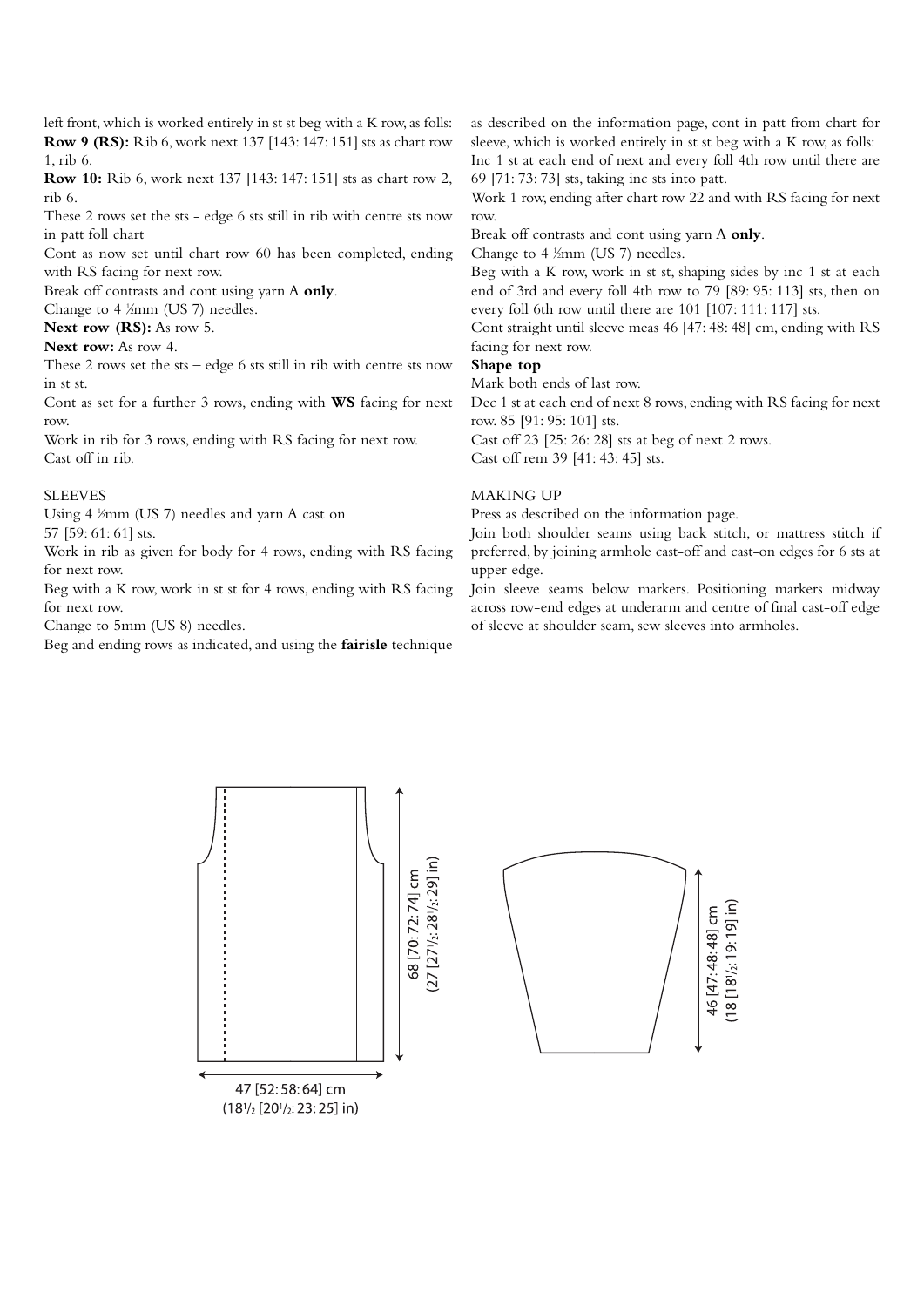left front, which is worked entirely in st st beg with a K row, as folls:

**Row 9 (RS):** Rib 6, work next 137 [143: 147: 151] sts as chart row 1, rib 6.

**Row 10:** Rib 6, work next 137 [143: 147: 151] sts as chart row 2, rib 6.

These 2 rows set the sts - edge 6 sts still in rib with centre sts now in patt foll chart

Cont as now set until chart row 60 has been completed, ending with RS facing for next row.

Break off contrasts and cont using yarn A **only**.

Change to 4 ½mm (US 7) needles.

**Next row (RS):** As row 5.

**Next row:** As row 4.

These 2 rows set the sts – edge 6 sts still in rib with centre sts now in st st.

Cont as set for a further 3 rows, ending with **WS** facing for next row.

Work in rib for 3 rows, ending with RS facing for next row.

Cast off in rib.

SLEEVES

Using 4 ½mm (US 7) needles and yarn A cast on 57 [59: 61: 61] sts.

Work in rib as given for body for 4 rows, ending with RS facing for next row.

Beg with a K row, work in st st for 4 rows, ending with RS facing for next row.

Change to 5mm (US 8) needles.

Beg and ending rows as indicated, and using the **fairisle** technique as described on the information page, cont in patt from chart for sleeve, which is worked entirely in st st beg with a K row, as folls:

Inc 1 st at each end of next and every foll 4th row until there are 69 [71: 73: 73] sts, taking inc sts into patt.

Work 1 row, ending after chart row 22 and with RS facing for next row.

Break off contrasts and cont using yarn A **only**.

Change to 4 ½mm (US 7) needles.

Beg with a K row, work in st st, shaping sides by inc 1 st at each end of 3rd and every foll 4th row to 79 [89: 95: 113] sts, then on every foll 6th row until there are 101 [107: 111: 117] sts.

Cont straight until sleeve meas 46 [47: 48: 48] cm, ending with RS facing for next row.

**Shape top**

Mark both ends of last row.

Dec 1 st at each end of next 8 rows, ending with RS facing for next row. 85 [91: 95: 101] sts.

Cast off 23 [25: 26: 28] sts at beg of next 2 rows.

Cast off rem 39 [41: 43: 45] sts.

MAKING UP

Press as described on the information page.

Join both shoulder seams using back stitch, or mattress stitch if preferred, by joining armhole cast-off and cast-on edges for 6 sts at upper edge.

Join sleeve seams below markers. Positioning markers midway across row-end edges at underarm and centre of final cast-off edge of sleeve at shoulder seam, sew sleeves into armholes.

68 [70: 72: 74] cm
(27 [27½: 28½: 29] in)

47 [52: 58: 64] cm
(18½ [20½: 23: 25] in)

46 [47: 48: 48] cm
(18 [18½: 19: 19] in)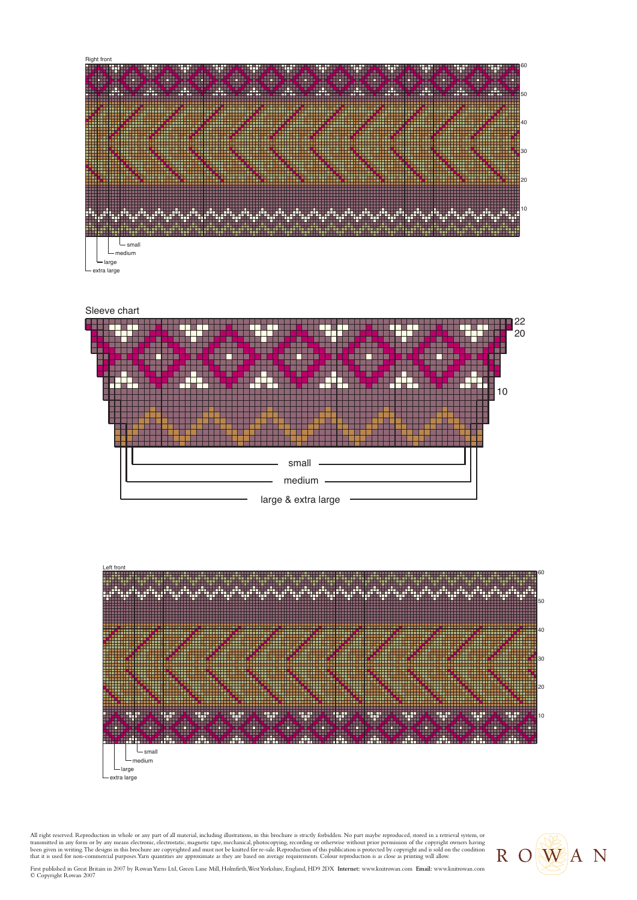Right front

60

50

40

30

20

10

small

medium

large

extra large

Sleeve chart

22

20

10

small

medium

large & extra large

Left front

60

50

40

30

20

10

small

medium

large

extra large

All right reserved. Reproduction in whole or any part of all material, including illustrations, in this brochure is strictly forbidden. No part maybe reproduced, stored in a retrieval system, or transmitted in any form or by any means electronic, electrostatic, magnetic tape, mechanical, photocopying, recording or otherwise without prior permission of the copyright owners having been given in writing. The designs in this brochure are copyrighted and must not be knitted for re-sale. Reproduction of this publication is protected by copyright and is sold on the condition that it is used for non-commercial purposes. Yarn quantities are approximate as they are based on average requirements. Colour reproduction is as close as printing will allow.

First published in Great Britain in 2007 by Rowan Yarns Ltd, Green Lane Mill, Holmfirth, West Yorkshire, England, HD9 2DX **Internet:** www.knitrowan.com **Email:** www.knitrowan.com
© Copyright Rowan 2007

ROWAN